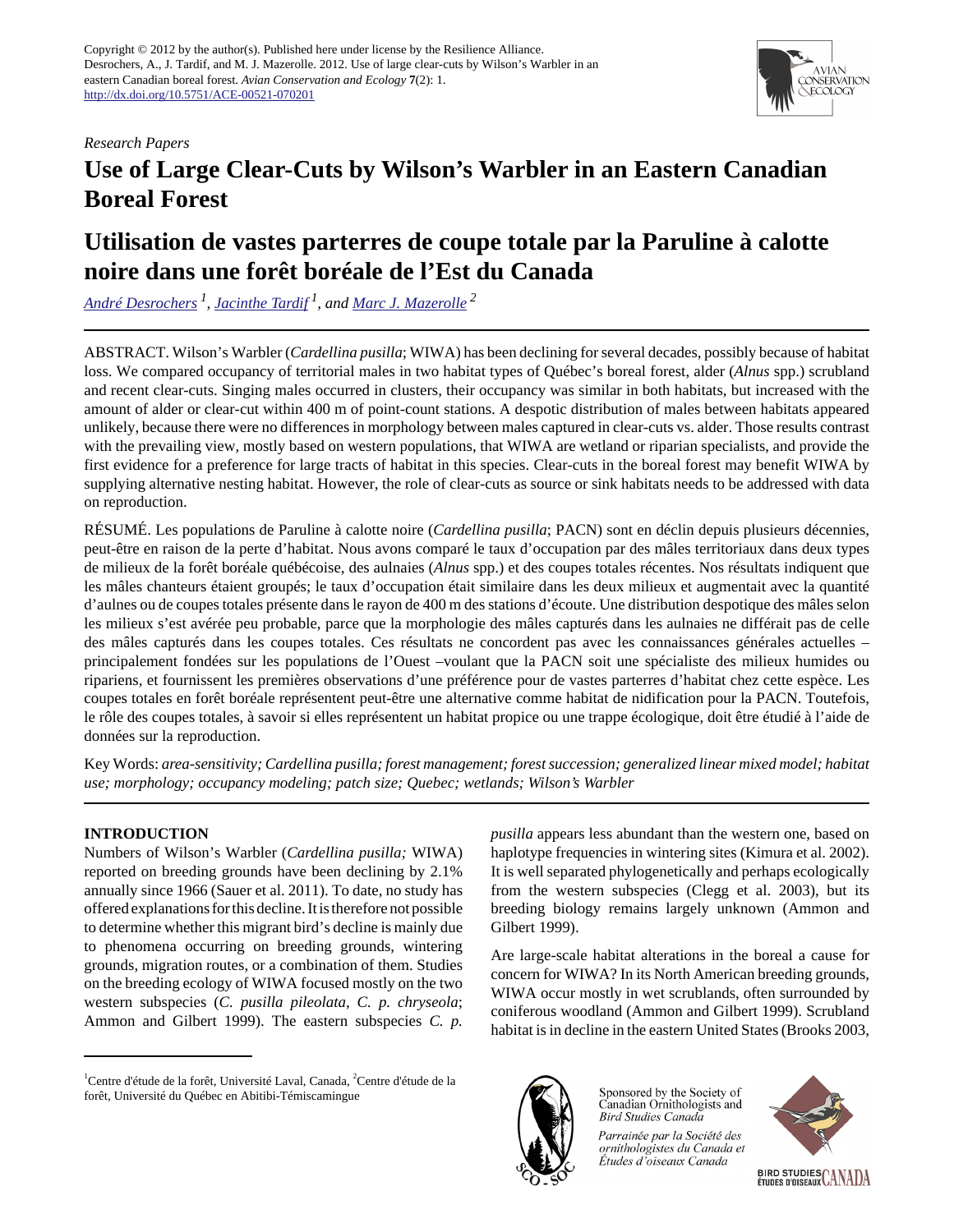Copyright © 2012 by the author(s). Published here under license by the Resilience Alliance.
Desrochers, A., J. Tardif, and M. J. Mazerolle. 2012. Use of large clear-cuts by Wilson's Warbler in an eastern Canadian boreal forest. *Avian Conservation and Ecology* **7**(2): 1.
http://dx.doi.org/10.5751/ACE-00521-070201

*Research Papers*

# Use of Large Clear-Cuts by Wilson's Warbler in an Eastern Canadian Boreal Forest

# Utilisation de vastes parterres de coupe totale par la Paruline à calotte noire dans une forêt boréale de l'Est du Canada

*André Desrochers* [1], *Jacinthe Tardif* [1], and *Marc J. Mazerolle* [2]

ABSTRACT. Wilson's Warbler (*Cardellina pusilla*; WIWA) has been declining for several decades, possibly because of habitat loss. We compared occupancy of territorial males in two habitat types of Québec's boreal forest, alder (*Alnus* spp.) scrubland and recent clear-cuts. Singing males occurred in clusters, their occupancy was similar in both habitats, but increased with the amount of alder or clear-cut within 400 m of point-count stations. A despotic distribution of males between habitats appeared unlikely, because there were no differences in morphology between males captured in clear-cuts vs. alder. Those results contrast with the prevailing view, mostly based on western populations, that WIWA are wetland or riparian specialists, and provide the first evidence for a preference for large tracts of habitat in this species. Clear-cuts in the boreal forest may benefit WIWA by supplying alternative nesting habitat. However, the role of clear-cuts as source or sink habitats needs to be addressed with data on reproduction.

RÉSUMÉ. Les populations de Paruline à calotte noire (*Cardellina pusilla*; PACN) sont en déclin depuis plusieurs décennies, peut-être en raison de la perte d'habitat. Nous avons comparé le taux d'occupation par des mâles territoriaux dans deux types de milieux de la forêt boréale québécoise, des aulnaies (*Alnus* spp.) et des coupes totales récentes. Nos résultats indiquent que les mâles chanteurs étaient groupés; le taux d'occupation était similaire dans les deux milieux et augmentait avec la quantité d'aulnes ou de coupes totales présente dans le rayon de 400 m des stations d'écoute. Une distribution despotique des mâles selon les milieux s'est avérée peu probable, parce que la morphologie des mâles capturés dans les aulnaies ne différait pas de celle des mâles capturés dans les coupes totales. Ces résultats ne concordent pas avec les connaissances générales actuelles – principalement fondées sur les populations de l'Ouest –voulant que la PACN soit une spécialiste des milieux humides ou ripariens, et fournissent les premières observations d'une préférence pour de vastes parterres d'habitat chez cette espèce. Les coupes totales en forêt boréale représentent peut-être une alternative comme habitat de nidification pour la PACN. Toutefois, le rôle des coupes totales, à savoir si elles représentent un habitat propice ou une trappe écologique, doit être étudié à l'aide de données sur la reproduction.

Key Words: *area-sensitivity; Cardellina pusilla; forest management; forest succession; generalized linear mixed model; habitat use; morphology; occupancy modeling; patch size; Quebec; wetlands; Wilson's Warbler*

## INTRODUCTION

Numbers of Wilson's Warbler (*Cardellina pusilla;* WIWA) reported on breeding grounds have been declining by 2.1% annually since 1966 (Sauer et al. 2011). To date, no study has offered explanations for this decline. It is therefore not possible to determine whether this migrant bird's decline is mainly due to phenomena occurring on breeding grounds, wintering grounds, migration routes, or a combination of them. Studies on the breeding ecology of WIWA focused mostly on the two western subspecies (*C. pusilla pileolata*, *C. p. chryseola*; Ammon and Gilbert 1999). The eastern subspecies *C. p. pusilla* appears less abundant than the western one, based on haplotype frequencies in wintering sites (Kimura et al. 2002). It is well separated phylogenetically and perhaps ecologically from the western subspecies (Clegg et al. 2003), but its breeding biology remains largely unknown (Ammon and Gilbert 1999).

Are large-scale habitat alterations in the boreal a cause for concern for WIWA? In its North American breeding grounds, WIWA occur mostly in wet scrublands, often surrounded by coniferous woodland (Ammon and Gilbert 1999). Scrubland habitat is in decline in the eastern United States (Brooks 2003,

[1] Centre d'étude de la forêt, Université Laval, Canada, [2] Centre d'étude de la forêt, Université du Québec en Abitibi-Témiscamingue

Sponsored by the Society of Canadian Ornithologists and Bird Studies Canada

*Parrainée par la Société des ornithologistes du Canada et Études d'oiseaux Canada*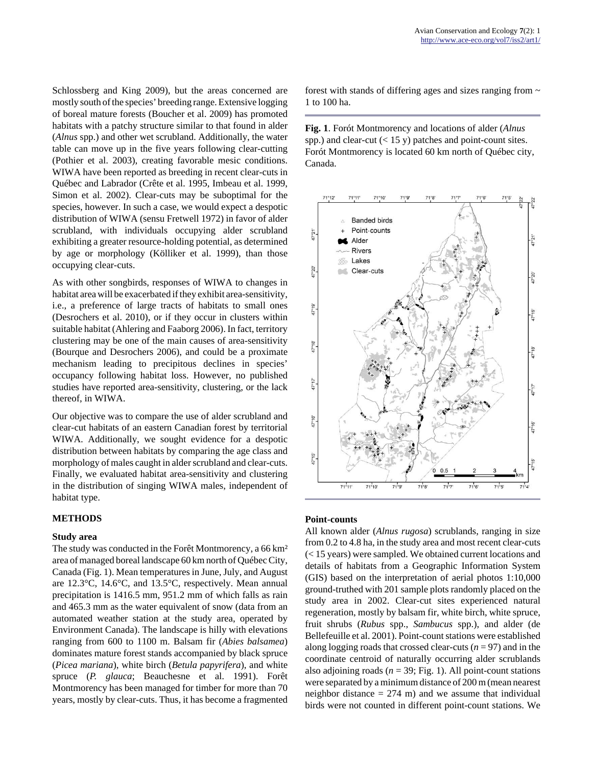Schlossberg and King 2009), but the areas concerned are mostly south of the species' breeding range. Extensive logging of boreal mature forests (Boucher et al. 2009) has promoted habitats with a patchy structure similar to that found in alder (*Alnus* spp.) and other wet scrubland. Additionally, the water table can move up in the five years following clear-cutting (Pothier et al. 2003), creating favorable mesic conditions. WIWA have been reported as breeding in recent clear-cuts in Québec and Labrador (Crête et al. 1995, Imbeau et al. 1999, Simon et al. 2002). Clear-cuts may be suboptimal for the species, however. In such a case, we would expect a despotic distribution of WIWA (sensu Fretwell 1972) in favor of alder scrubland, with individuals occupying alder scrubland exhibiting a greater resource-holding potential, as determined by age or morphology (Kölliker et al. 1999), than those occupying clear-cuts.

As with other songbirds, responses of WIWA to changes in habitat area will be exacerbated if they exhibit area-sensitivity, i.e., a preference of large tracts of habitats to small ones (Desrochers et al. 2010), or if they occur in clusters within suitable habitat (Ahlering and Faaborg 2006). In fact, territory clustering may be one of the main causes of area-sensitivity (Bourque and Desrochers 2006), and could be a proximate mechanism leading to precipitous declines in species' occupancy following habitat loss. However, no published studies have reported area-sensitivity, clustering, or the lack thereof, in WIWA.

Our objective was to compare the use of alder scrubland and clear-cut habitats of an eastern Canadian forest by territorial WIWA. Additionally, we sought evidence for a despotic distribution between habitats by comparing the age class and morphology of males caught in alder scrubland and clear-cuts. Finally, we evaluated habitat area-sensitivity and clustering in the distribution of singing WIWA males, independent of habitat type.

## METHODS

### Study area

The study was conducted in the Forêt Montmorency, a 66 km² area of managed boreal landscape 60 km north of Québec City, Canada (Fig. 1). Mean temperatures in June, July, and August are 12.3°C, 14.6°C, and 13.5°C, respectively. Mean annual precipitation is 1416.5 mm, 951.2 mm of which falls as rain and 465.3 mm as the water equivalent of snow (data from an automated weather station at the study area, operated by Environment Canada). The landscape is hilly with elevations ranging from 600 to 1100 m. Balsam fir (*Abies balsamea*) dominates mature forest stands accompanied by black spruce (*Picea mariana*), white birch (*Betula papyrifera*), and white spruce (*P. glauca*; Beauchesne et al. 1991). Forêt Montmorency has been managed for timber for more than 70 years, mostly by clear-cuts. Thus, it has become a fragmented forest with stands of differing ages and sizes ranging from ~ 1 to 100 ha.

**Fig. 1**. Forót Montmorency and locations of alder (*Alnus* spp.) and clear-cut (< 15 y) patches and point-count sites. Forót Montmorency is located 60 km north of Québec city, Canada.

### Point-counts

All known alder (*Alnus rugosa*) scrublands, ranging in size from 0.2 to 4.8 ha, in the study area and most recent clear-cuts (< 15 years) were sampled. We obtained current locations and details of habitats from a Geographic Information System (GIS) based on the interpretation of aerial photos 1:10,000 ground-truthed with 201 sample plots randomly placed on the study area in 2002. Clear-cut sites experienced natural regeneration, mostly by balsam fir, white birch, white spruce, fruit shrubs (*Rubus* spp., *Sambucus* spp.), and alder (de Bellefeuille et al. 2001). Point-count stations were established along logging roads that crossed clear-cuts ($n = 97$) and in the coordinate centroid of naturally occurring alder scrublands also adjoining roads ($n = 39$; Fig. 1). All point-count stations were separated by a minimum distance of 200 m (mean nearest neighbor distance = 274 m) and we assume that individual birds were not counted in different point-count stations. We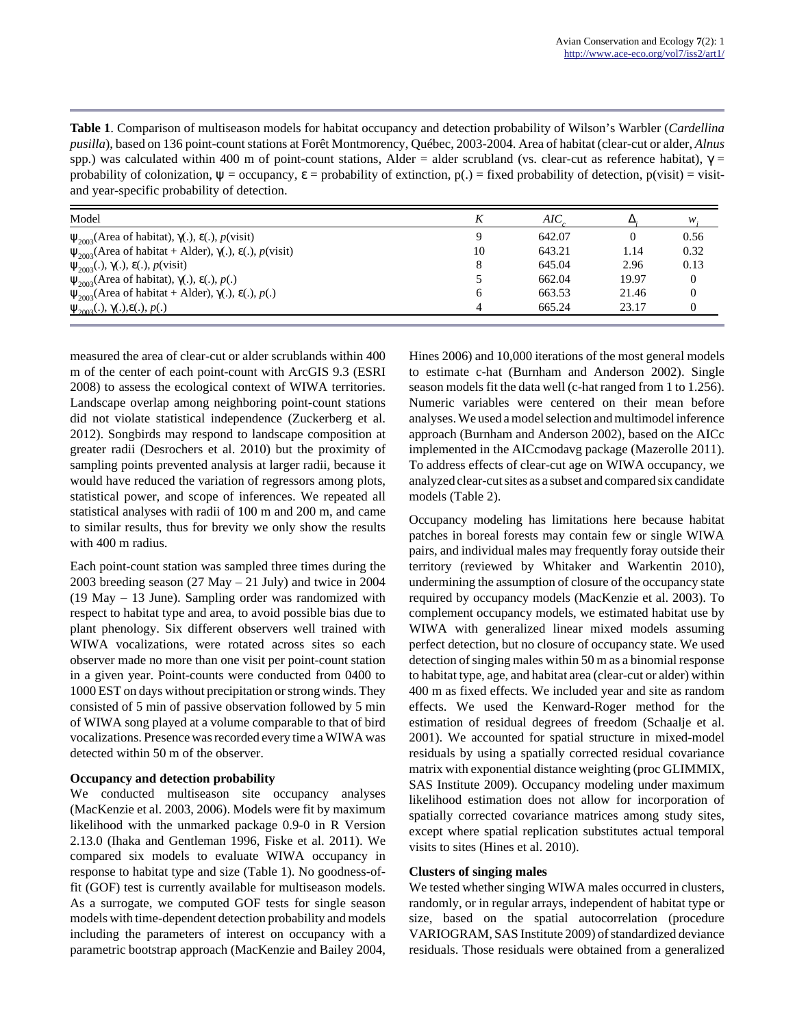**Table 1**. Comparison of multiseason models for habitat occupancy and detection probability of Wilson's Warbler (*Cardellina pusilla*), based on 136 point-count stations at Forêt Montmorency, Québec, 2003-2004. Area of habitat (clear-cut or alder, *Alnus* spp.) was calculated within 400 m of point-count stations, Alder = alder scrubland (vs. clear-cut as reference habitat), $\gamma$ = probability of colonization, $\psi$ = occupancy, $\varepsilon$ = probability of extinction, p(.) = fixed probability of detection, p(visit) = visit- and year-specific probability of detection.

| Model | $K$ | $AIC_c$ | $\Delta_i$ | $w_i$ |
|---|---|---|---|---|
| $\psi_{2003}$(Area of habitat), $\gamma$(.), $\varepsilon$(.), $p$(visit) | 9 | 642.07 | 0 | 0.56 |
| $\psi_{2003}$(Area of habitat + Alder), $\gamma$(.), $\varepsilon$(.), $p$(visit) | 10 | 643.21 | 1.14 | 0.32 |
| $\psi_{2003}$(.), $\gamma$(.), $\varepsilon$(.), $p$(visit) | 8 | 645.04 | 2.96 | 0.13 |
| $\psi_{2003}$(Area of habitat), $\gamma$(.), $\varepsilon$(.), $p$(.) | 5 | 662.04 | 19.97 | 0 |
| $\psi_{2003}$(Area of habitat + Alder), $\gamma$(.), $\varepsilon$(.), $p$(.) | 6 | 663.53 | 21.46 | 0 |
| $\psi_{2003}$(.), $\gamma$(.),$\varepsilon$(.), $p$(.) | 4 | 665.24 | 23.17 | 0 |

measured the area of clear-cut or alder scrublands within 400 m of the center of each point-count with ArcGIS 9.3 (ESRI 2008) to assess the ecological context of WIWA territories. Landscape overlap among neighboring point-count stations did not violate statistical independence (Zuckerberg et al. 2012). Songbirds may respond to landscape composition at greater radii (Desrochers et al. 2010) but the proximity of sampling points prevented analysis at larger radii, because it would have reduced the variation of regressors among plots, statistical power, and scope of inferences. We repeated all statistical analyses with radii of 100 m and 200 m, and came to similar results, thus for brevity we only show the results with 400 m radius.

Each point-count station was sampled three times during the 2003 breeding season (27 May – 21 July) and twice in 2004 (19 May – 13 June). Sampling order was randomized with respect to habitat type and area, to avoid possible bias due to plant phenology. Six different observers well trained with WIWA vocalizations, were rotated across sites so each observer made no more than one visit per point-count station in a given year. Point-counts were conducted from 0400 to 1000 EST on days without precipitation or strong winds. They consisted of 5 min of passive observation followed by 5 min of WIWA song played at a volume comparable to that of bird vocalizations. Presence was recorded every time a WIWA was detected within 50 m of the observer.

### Occupancy and detection probability

We conducted multiseason site occupancy analyses (MacKenzie et al. 2003, 2006). Models were fit by maximum likelihood with the unmarked package 0.9-0 in R Version 2.13.0 (Ihaka and Gentleman 1996, Fiske et al. 2011). We compared six models to evaluate WIWA occupancy in response to habitat type and size (Table 1). No goodness-of-fit (GOF) test is currently available for multiseason models. As a surrogate, we computed GOF tests for single season models with time-dependent detection probability and models including the parameters of interest on occupancy with a parametric bootstrap approach (MacKenzie and Bailey 2004, Hines 2006) and 10,000 iterations of the most general models to estimate c-hat (Burnham and Anderson 2002). Single season models fit the data well (c-hat ranged from 1 to 1.256). Numeric variables were centered on their mean before analyses. We used a model selection and multimodel inference approach (Burnham and Anderson 2002), based on the AICc implemented in the AICcmodavg package (Mazerolle 2011). To address effects of clear-cut age on WIWA occupancy, we analyzed clear-cut sites as a subset and compared six candidate models (Table 2).

Occupancy modeling has limitations here because habitat patches in boreal forests may contain few or single WIWA pairs, and individual males may frequently foray outside their territory (reviewed by Whitaker and Warkentin 2010), undermining the assumption of closure of the occupancy state required by occupancy models (MacKenzie et al. 2003). To complement occupancy models, we estimated habitat use by WIWA with generalized linear mixed models assuming perfect detection, but no closure of occupancy state. We used detection of singing males within 50 m as a binomial response to habitat type, age, and habitat area (clear-cut or alder) within 400 m as fixed effects. We included year and site as random effects. We used the Kenward-Roger method for the estimation of residual degrees of freedom (Schaalje et al. 2001). We accounted for spatial structure in mixed-model residuals by using a spatially corrected residual covariance matrix with exponential distance weighting (proc GLIMMIX, SAS Institute 2009). Occupancy modeling under maximum likelihood estimation does not allow for incorporation of spatially corrected covariance matrices among study sites, except where spatial replication substitutes actual temporal visits to sites (Hines et al. 2010).

### Clusters of singing males

We tested whether singing WIWA males occurred in clusters, randomly, or in regular arrays, independent of habitat type or size, based on the spatial autocorrelation (procedure VARIOGRAM, SAS Institute 2009) of standardized deviance residuals. Those residuals were obtained from a generalized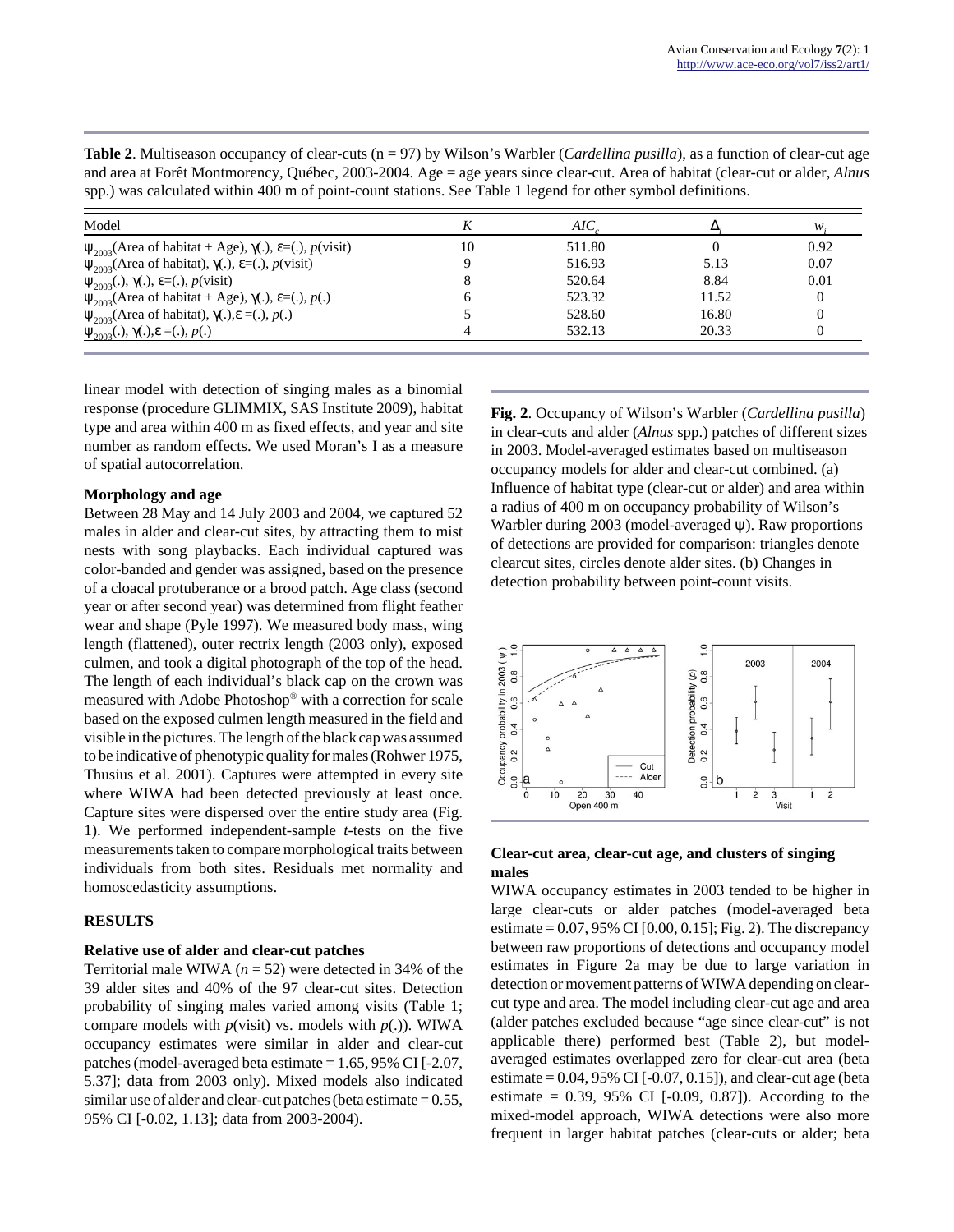**Table 2**. Multiseason occupancy of clear-cuts (n = 97) by Wilson's Warbler (*Cardellina pusilla*), as a function of clear-cut age and area at Forêt Montmorency, Québec, 2003-2004. Age = age years since clear-cut. Area of habitat (clear-cut or alder, *Alnus* spp.) was calculated within 400 m of point-count stations. See Table 1 legend for other symbol definitions.

| Model | $K$ | $AIC_c$ | $\Delta_i$ | $w_i$ |
|---|---|---|---|---|
| $\psi_{2003}$(Area of habitat + Age), $\gamma$(.), $\varepsilon$=(.), $p$(visit) | 10 | 511.80 | 0 | 0.92 |
| $\psi_{2003}$(Area of habitat), $\gamma$(.), $\varepsilon$=(.), $p$(visit) | 9 | 516.93 | 5.13 | 0.07 |
| $\psi_{2003}$(.), $\gamma$(.), $\varepsilon$=(.), $p$(visit) | 8 | 520.64 | 8.84 | 0.01 |
| $\psi_{2003}$(Area of habitat + Age), $\gamma$(.), $\varepsilon$=(.), $p$(.) | 6 | 523.32 | 11.52 | 0 |
| $\psi_{2003}$(Area of habitat), $\gamma$(.),$\varepsilon$ =(.), $p$(.) | 5 | 528.60 | 16.80 | 0 |
| $\psi_{2003}$(.), $\gamma$(.),$\varepsilon$ =(.), $p$(.) | 4 | 532.13 | 20.33 | 0 |

linear model with detection of singing males as a binomial response (procedure GLIMMIX, SAS Institute 2009), habitat type and area within 400 m as fixed effects, and year and site number as random effects. We used Moran's I as a measure of spatial autocorrelation.

### Morphology and age

Between 28 May and 14 July 2003 and 2004, we captured 52 males in alder and clear-cut sites, by attracting them to mist nests with song playbacks. Each individual captured was color-banded and gender was assigned, based on the presence of a cloacal protuberance or a brood patch. Age class (second year or after second year) was determined from flight feather wear and shape (Pyle 1997). We measured body mass, wing length (flattened), outer rectrix length (2003 only), exposed culmen, and took a digital photograph of the top of the head. The length of each individual's black cap on the crown was measured with Adobe Photoshop® with a correction for scale based on the exposed culmen length measured in the field and visible in the pictures. The length of the black cap was assumed to be indicative of phenotypic quality for males (Rohwer 1975, Thusius et al. 2001). Captures were attempted in every site where WIWA had been detected previously at least once. Capture sites were dispersed over the entire study area (Fig. 1). We performed independent-sample *t*-tests on the five measurements taken to compare morphological traits between individuals from both sites. Residuals met normality and homoscedasticity assumptions.

## RESULTS

### Relative use of alder and clear-cut patches

Territorial male WIWA ($n$ = 52) were detected in 34% of the 39 alder sites and 40% of the 97 clear-cut sites. Detection probability of singing males varied among visits (Table 1; compare models with $p$(visit) vs. models with $p$(.)). WIWA occupancy estimates were similar in alder and clear-cut patches (model-averaged beta estimate = 1.65, 95% CI [-2.07, 5.37]; data from 2003 only). Mixed models also indicated similar use of alder and clear-cut patches (beta estimate = 0.55, 95% CI [-0.02, 1.13]; data from 2003-2004).

**Fig. 2**. Occupancy of Wilson's Warbler (*Cardellina pusilla*) in clear-cuts and alder (*Alnus* spp.) patches of different sizes in 2003. Model-averaged estimates based on multiseason occupancy models for alder and clear-cut combined. (a) Influence of habitat type (clear-cut or alder) and area within a radius of 400 m on occupancy probability of Wilson's Warbler during 2003 (model-averaged $\psi$). Raw proportions of detections are provided for comparison: triangles denote clearcut sites, circles denote alder sites. (b) Changes in detection probability between point-count visits.

### Clear-cut area, clear-cut age, and clusters of singing males

WIWA occupancy estimates in 2003 tended to be higher in large clear-cuts or alder patches (model-averaged beta estimate = 0.07, 95% CI [0.00, 0.15]; Fig. 2). The discrepancy between raw proportions of detections and occupancy model estimates in Figure 2a may be due to large variation in detection or movement patterns of WIWA depending on clear-cut type and area. The model including clear-cut age and area (alder patches excluded because "age since clear-cut" is not applicable there) performed best (Table 2), but model-averaged estimates overlapped zero for clear-cut area (beta estimate = 0.04, 95% CI [-0.07, 0.15]), and clear-cut age (beta estimate = 0.39, 95% CI [-0.09, 0.87]). According to the mixed-model approach, WIWA detections were also more frequent in larger habitat patches (clear-cuts or alder; beta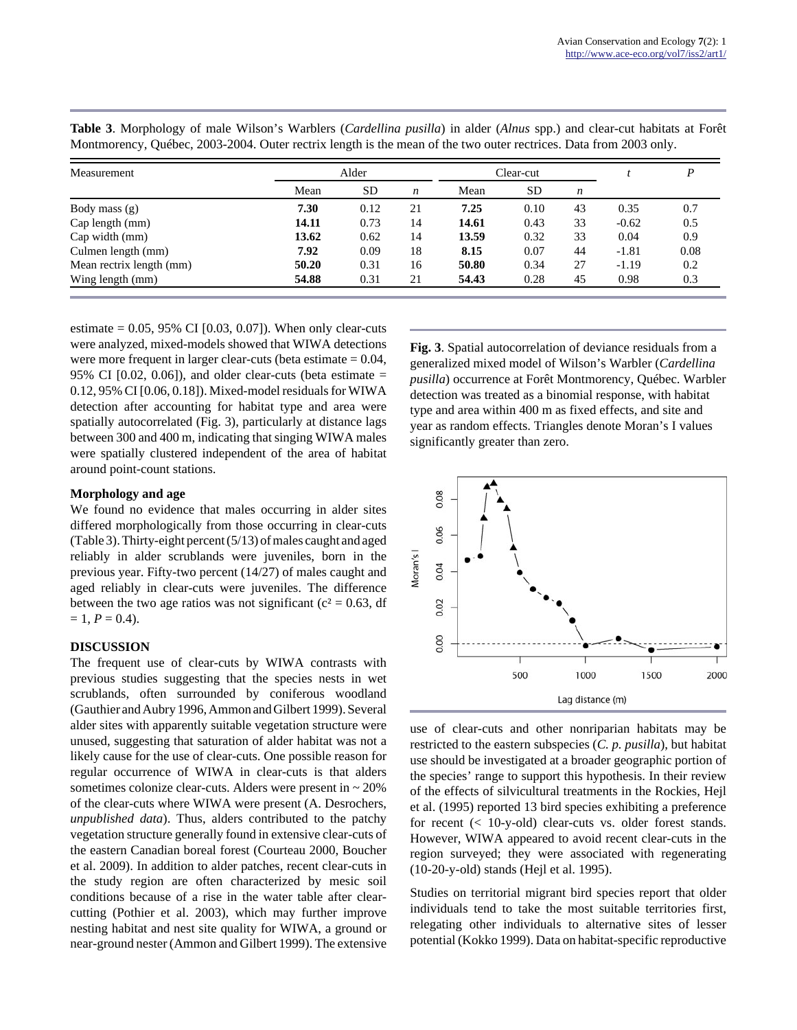**Table 3**. Morphology of male Wilson's Warblers (*Cardellina pusilla*) in alder (*Alnus* spp.) and clear-cut habitats at Forêt Montmorency, Québec, 2003-2004. Outer rectrix length is the mean of the two outer rectrices. Data from 2003 only.

| Measurement | Alder | | | Clear-cut | | | *t* | *P* |
|---|---|---|---|---|---|---|---|---|
| | Mean | SD | *n* | Mean | SD | *n* | | |
| Body mass (g) | **7.30** | 0.12 | 21 | **7.25** | 0.10 | 43 | 0.35 | 0.7 |
| Cap length (mm) | **14.11** | 0.73 | 14 | **14.61** | 0.43 | 33 | -0.62 | 0.5 |
| Cap width (mm) | **13.62** | 0.62 | 14 | **13.59** | 0.32 | 33 | 0.04 | 0.9 |
| Culmen length (mm) | **7.92** | 0.09 | 18 | **8.15** | 0.07 | 44 | -1.81 | 0.08 |
| Mean rectrix length (mm) | **50.20** | 0.31 | 16 | **50.80** | 0.34 | 27 | -1.19 | 0.2 |
| Wing length (mm) | **54.88** | 0.31 | 21 | **54.43** | 0.28 | 45 | 0.98 | 0.3 |

estimate = 0.05, 95% CI [0.03, 0.07]). When only clear-cuts were analyzed, mixed-models showed that WIWA detections were more frequent in larger clear-cuts (beta estimate = 0.04, 95% CI [0.02, 0.06]), and older clear-cuts (beta estimate = 0.12, 95% CI [0.06, 0.18]). Mixed-model residuals for WIWA detection after accounting for habitat type and area were spatially autocorrelated (Fig. 3), particularly at distance lags between 300 and 400 m, indicating that singing WIWA males were spatially clustered independent of the area of habitat around point-count stations.

### Morphology and age

We found no evidence that males occurring in alder sites differed morphologically from those occurring in clear-cuts (Table 3). Thirty-eight percent (5/13) of males caught and aged reliably in alder scrublands were juveniles, born in the previous year. Fifty-two percent (14/27) of males caught and aged reliably in clear-cuts were juveniles. The difference between the two age ratios was not significant ($c^2 = 0.63$, df = 1, $P = 0.4$).

## DISCUSSION

The frequent use of clear-cuts by WIWA contrasts with previous studies suggesting that the species nests in wet scrublands, often surrounded by coniferous woodland (Gauthier and Aubry 1996, Ammon and Gilbert 1999). Several alder sites with apparently suitable vegetation structure were unused, suggesting that saturation of alder habitat was not a likely cause for the use of clear-cuts. One possible reason for regular occurrence of WIWA in clear-cuts is that alders sometimes colonize clear-cuts. Alders were present in ~ 20% of the clear-cuts where WIWA were present (A. Desrochers, *unpublished data*). Thus, alders contributed to the patchy vegetation structure generally found in extensive clear-cuts of the eastern Canadian boreal forest (Courteau 2000, Boucher et al. 2009). In addition to alder patches, recent clear-cuts in the study region are often characterized by mesic soil conditions because of a rise in the water table after clear-cutting (Pothier et al. 2003), which may further improve nesting habitat and nest site quality for WIWA, a ground or near-ground nester (Ammon and Gilbert 1999). The extensive use of clear-cuts and other nonriparian habitats may be restricted to the eastern subspecies (*C. p. pusilla*), but habitat use should be investigated at a broader geographic portion of the species' range to support this hypothesis. In their review of the effects of silvicultural treatments in the Rockies, Hejl et al. (1995) reported 13 bird species exhibiting a preference for recent (< 10-y-old) clear-cuts vs. older forest stands. However, WIWA appeared to avoid recent clear-cuts in the region surveyed; they were associated with regenerating (10-20-y-old) stands (Hejl et al. 1995).

**Fig. 3**. Spatial autocorrelation of deviance residuals from a generalized mixed model of Wilson's Warbler (*Cardellina pusilla*) occurrence at Forêt Montmorency, Québec. Warbler detection was treated as a binomial response, with habitat type and area within 400 m as fixed effects, and site and year as random effects. Triangles denote Moran's I values significantly greater than zero.

Studies on territorial migrant bird species report that older individuals tend to take the most suitable territories first, relegating other individuals to alternative sites of lesser potential (Kokko 1999). Data on habitat-specific reproductive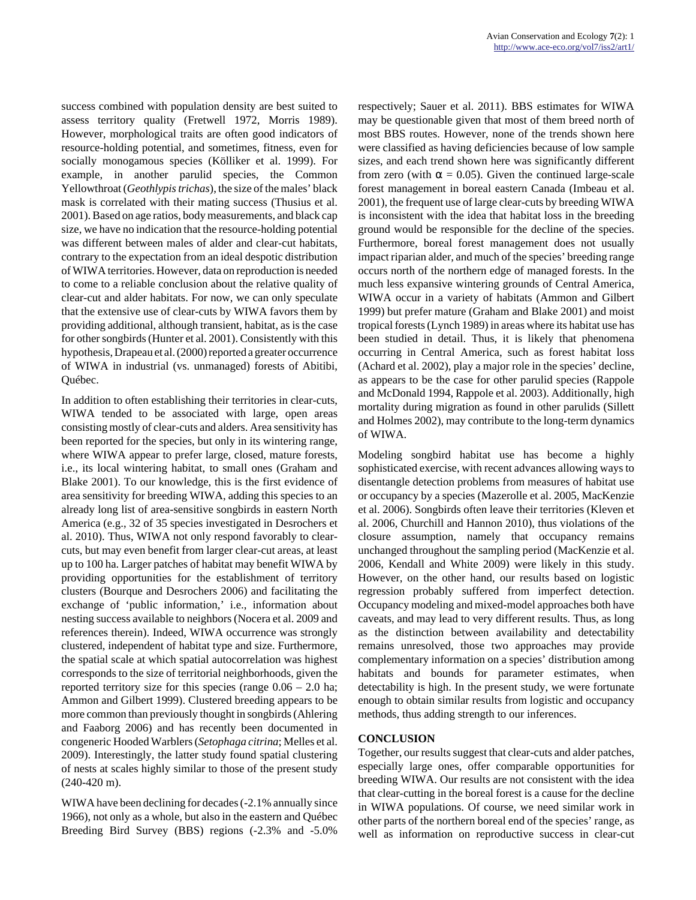success combined with population density are best suited to assess territory quality (Fretwell 1972, Morris 1989). However, morphological traits are often good indicators of resource-holding potential, and sometimes, fitness, even for socially monogamous species (Kölliker et al. 1999). For example, in another parulid species, the Common Yellowthroat (*Geothlypis trichas*), the size of the males' black mask is correlated with their mating success (Thusius et al. 2001). Based on age ratios, body measurements, and black cap size, we have no indication that the resource-holding potential was different between males of alder and clear-cut habitats, contrary to the expectation from an ideal despotic distribution of WIWA territories. However, data on reproduction is needed to come to a reliable conclusion about the relative quality of clear-cut and alder habitats. For now, we can only speculate that the extensive use of clear-cuts by WIWA favors them by providing additional, although transient, habitat, as is the case for other songbirds (Hunter et al. 2001). Consistently with this hypothesis, Drapeau et al. (2000) reported a greater occurrence of WIWA in industrial (vs. unmanaged) forests of Abitibi, Québec.

In addition to often establishing their territories in clear-cuts, WIWA tended to be associated with large, open areas consisting mostly of clear-cuts and alders. Area sensitivity has been reported for the species, but only in its wintering range, where WIWA appear to prefer large, closed, mature forests, i.e., its local wintering habitat, to small ones (Graham and Blake 2001). To our knowledge, this is the first evidence of area sensitivity for breeding WIWA, adding this species to an already long list of area-sensitive songbirds in eastern North America (e.g., 32 of 35 species investigated in Desrochers et al. 2010). Thus, WIWA not only respond favorably to clear-cuts, but may even benefit from larger clear-cut areas, at least up to 100 ha. Larger patches of habitat may benefit WIWA by providing opportunities for the establishment of territory clusters (Bourque and Desrochers 2006) and facilitating the exchange of 'public information,' i.e., information about nesting success available to neighbors (Nocera et al. 2009 and references therein). Indeed, WIWA occurrence was strongly clustered, independent of habitat type and size. Furthermore, the spatial scale at which spatial autocorrelation was highest corresponds to the size of territorial neighborhoods, given the reported territory size for this species (range 0.06 – 2.0 ha; Ammon and Gilbert 1999). Clustered breeding appears to be more common than previously thought in songbirds (Ahlering and Faaborg 2006) and has recently been documented in congeneric Hooded Warblers (*Setophaga citrina*; Melles et al. 2009). Interestingly, the latter study found spatial clustering of nests at scales highly similar to those of the present study (240-420 m).

WIWA have been declining for decades (-2.1% annually since 1966), not only as a whole, but also in the eastern and Québec Breeding Bird Survey (BBS) regions (-2.3% and -5.0% respectively; Sauer et al. 2011). BBS estimates for WIWA may be questionable given that most of them breed north of most BBS routes. However, none of the trends shown here were classified as having deficiencies because of low sample sizes, and each trend shown here was significantly different from zero (with $\alpha = 0.05$). Given the continued large-scale forest management in boreal eastern Canada (Imbeau et al. 2001), the frequent use of large clear-cuts by breeding WIWA is inconsistent with the idea that habitat loss in the breeding ground would be responsible for the decline of the species. Furthermore, boreal forest management does not usually impact riparian alder, and much of the species' breeding range occurs north of the northern edge of managed forests. In the much less expansive wintering grounds of Central America, WIWA occur in a variety of habitats (Ammon and Gilbert 1999) but prefer mature (Graham and Blake 2001) and moist tropical forests (Lynch 1989) in areas where its habitat use has been studied in detail. Thus, it is likely that phenomena occurring in Central America, such as forest habitat loss (Achard et al. 2002), play a major role in the species' decline, as appears to be the case for other parulid species (Rappole and McDonald 1994, Rappole et al. 2003). Additionally, high mortality during migration as found in other parulids (Sillett and Holmes 2002), may contribute to the long-term dynamics of WIWA.

Modeling songbird habitat use has become a highly sophisticated exercise, with recent advances allowing ways to disentangle detection problems from measures of habitat use or occupancy by a species (Mazerolle et al. 2005, MacKenzie et al. 2006). Songbirds often leave their territories (Kleven et al. 2006, Churchill and Hannon 2010), thus violations of the closure assumption, namely that occupancy remains unchanged throughout the sampling period (MacKenzie et al. 2006, Kendall and White 2009) were likely in this study. However, on the other hand, our results based on logistic regression probably suffered from imperfect detection. Occupancy modeling and mixed-model approaches both have caveats, and may lead to very different results. Thus, as long as the distinction between availability and detectability remains unresolved, those two approaches may provide complementary information on a species' distribution among habitats and bounds for parameter estimates, when detectability is high. In the present study, we were fortunate enough to obtain similar results from logistic and occupancy methods, thus adding strength to our inferences.

## CONCLUSION

Together, our results suggest that clear-cuts and alder patches, especially large ones, offer comparable opportunities for breeding WIWA. Our results are not consistent with the idea that clear-cutting in the boreal forest is a cause for the decline in WIWA populations. Of course, we need similar work in other parts of the northern boreal end of the species' range, as well as information on reproductive success in clear-cut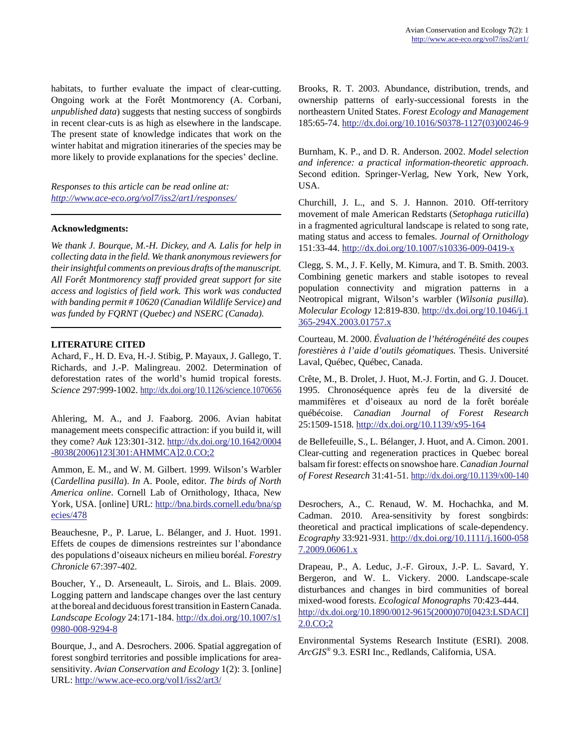habitats, to further evaluate the impact of clear-cutting. Ongoing work at the Forêt Montmorency (A. Corbani, *unpublished data*) suggests that nesting success of songbirds in recent clear-cuts is as high as elsewhere in the landscape. The present state of knowledge indicates that work on the winter habitat and migration itineraries of the species may be more likely to provide explanations for the species' decline.

*Responses to this article can be read online at:* *http://www.ace-eco.org/vol7/iss2/art1/responses/*

---

**Acknowledgments:**

*We thank J. Bourque, M.-H. Dickey, and A. Lalis for help in collecting data in the field. We thank anonymous reviewers for their insightful comments on previous drafts of the manuscript. All Forêt Montmorency staff provided great support for site access and logistics of field work. This work was conducted with banding permit # 10620 (Canadian Wildlife Service) and was funded by FQRNT (Quebec) and NSERC (Canada).*

---

**LITERATURE CITED**

Achard, F., H. D. Eva, H.-J. Stibig, P. Mayaux, J. Gallego, T. Richards, and J.-P. Malingreau. 2002. Determination of deforestation rates of the world's humid tropical forests. *Science* 297:999-1002. http://dx.doi.org/10.1126/science.1070656

Ahlering, M. A., and J. Faaborg. 2006. Avian habitat management meets conspecific attraction: if you build it, will they come? *Auk* 123:301-312. http://dx.doi.org/10.1642/0004-8038(2006)123[301:AHMMCA]2.0.CO;2

Ammon, E. M., and W. M. Gilbert. 1999. Wilson's Warbler (*Cardellina pusilla*). *In* A. Poole, editor. *The birds of North America online*. Cornell Lab of Ornithology, Ithaca, New York, USA. [online] URL: http://bna.birds.cornell.edu/bna/species/478

Beauchesne, P., P. Larue, L. Bélanger, and J. Huot. 1991. Effets de coupes de dimensions restreintes sur l'abondance des populations d'oiseaux nicheurs en milieu boréal. *Forestry Chronicle* 67:397-402.

Boucher, Y., D. Arseneault, L. Sirois, and L. Blais. 2009. Logging pattern and landscape changes over the last century at the boreal and deciduous forest transition in Eastern Canada. *Landscape Ecology* 24:171-184. http://dx.doi.org/10.1007/s10980-008-9294-8

Bourque, J., and A. Desrochers. 2006. Spatial aggregation of forest songbird territories and possible implications for area-sensitivity. *Avian Conservation and Ecology* 1(2): 3. [online] URL: http://www.ace-eco.org/vol1/iss2/art3/

Brooks, R. T. 2003. Abundance, distribution, trends, and ownership patterns of early-successional forests in the northeastern United States. *Forest Ecology and Management* 185:65-74. http://dx.doi.org/10.1016/S0378-1127(03)00246-9

Burnham, K. P., and D. R. Anderson. 2002. *Model selection and inference: a practical information-theoretic approach*. Second edition. Springer-Verlag, New York, New York, USA.

Churchill, J. L., and S. J. Hannon. 2010. Off-territory movement of male American Redstarts (*Setophaga ruticilla*) in a fragmented agricultural landscape is related to song rate, mating status and access to females. *Journal of Ornithology* 151:33-44. http://dx.doi.org/10.1007/s10336-009-0419-x

Clegg, S. M., J. F. Kelly, M. Kimura, and T. B. Smith. 2003. Combining genetic markers and stable isotopes to reveal population connectivity and migration patterns in a Neotropical migrant, Wilson's warbler (*Wilsonia pusilla*). *Molecular Ecology* 12:819-830. http://dx.doi.org/10.1046/j.1365-294X.2003.01757.x

Courteau, M. 2000. *Évaluation de l'hétérogénéité des coupes forestières à l'aide d'outils géomatiques.* Thesis. Université Laval, Québec, Québec, Canada.

Crête, M., B. Drolet, J. Huot, M.-J. Fortin, and G. J. Doucet. 1995. Chronoséquence après feu de la diversité de mammifères et d'oiseaux au nord de la forêt boréale québécoise. *Canadian Journal of Forest Research* 25:1509-1518. http://dx.doi.org/10.1139/x95-164

de Bellefeuille, S., L. Bélanger, J. Huot, and A. Cimon. 2001. Clear-cutting and regeneration practices in Quebec boreal balsam fir forest: effects on snowshoe hare. *Canadian Journal of Forest Research* 31:41-51. http://dx.doi.org/10.1139/x00-140

Desrochers, A., C. Renaud, W. M. Hochachka, and M. Cadman. 2010. Area-sensitivity by forest songbirds: theoretical and practical implications of scale-dependency. *Ecography* 33:921-931. http://dx.doi.org/10.1111/j.1600-0587.2009.06061.x

Drapeau, P., A. Leduc, J.-F. Giroux, J.-P. L. Savard, Y. Bergeron, and W. L. Vickery. 2000. Landscape-scale disturbances and changes in bird communities of boreal mixed-wood forests. *Ecological Monographs* 70:423-444. http://dx.doi.org/10.1890/0012-9615(2000)070[0423:LSDACI]2.0.CO;2

Environmental Systems Research Institute (ESRI). 2008. *ArcGIS®* 9.3. ESRI Inc., Redlands, California, USA.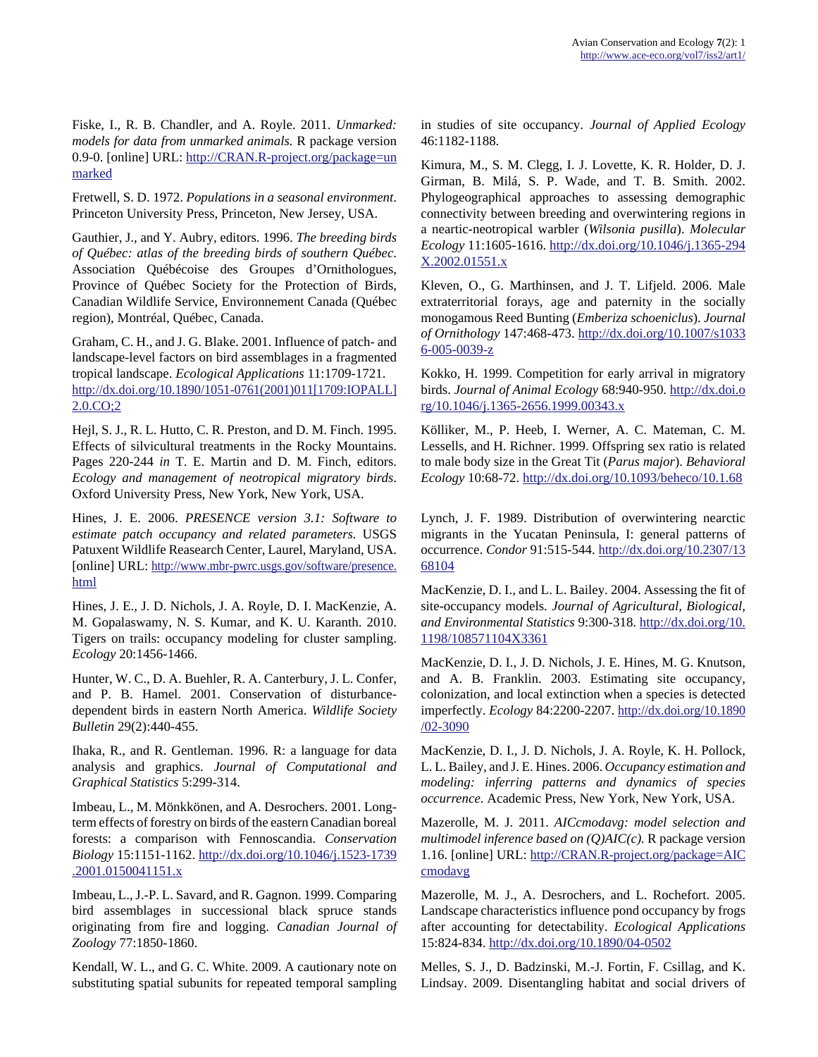Fiske, I., R. B. Chandler, and A. Royle. 2011. *Unmarked: models for data from unmarked animals.* R package version 0.9-0. [online] URL: http://CRAN.R-project.org/package=unmarked

Fretwell, S. D. 1972. *Populations in a seasonal environment*. Princeton University Press, Princeton, New Jersey, USA.

Gauthier, J., and Y. Aubry, editors. 1996. *The breeding birds of Québec: atlas of the breeding birds of southern Québec*. Association Québécoise des Groupes d'Ornithologues, Province of Québec Society for the Protection of Birds, Canadian Wildlife Service, Environnement Canada (Québec region), Montréal, Québec, Canada.

Graham, C. H., and J. G. Blake. 2001. Influence of patch- and landscape-level factors on bird assemblages in a fragmented tropical landscape. *Ecological Applications* 11:1709-1721. http://dx.doi.org/10.1890/1051-0761(2001)011[1709:IOPALL]2.0.CO;2

Hejl, S. J., R. L. Hutto, C. R. Preston, and D. M. Finch. 1995. Effects of silvicultural treatments in the Rocky Mountains. Pages 220-244 *in* T. E. Martin and D. M. Finch, editors. *Ecology and management of neotropical migratory birds*. Oxford University Press, New York, New York, USA.

Hines, J. E. 2006. *PRESENCE version 3.1: Software to estimate patch occupancy and related parameters.* USGS Patuxent Wildlife Reasearch Center, Laurel, Maryland, USA. [online] URL: http://www.mbr-pwrc.usgs.gov/software/presence.html

Hines, J. E., J. D. Nichols, J. A. Royle, D. I. MacKenzie, A. M. Gopalaswamy, N. S. Kumar, and K. U. Karanth. 2010. Tigers on trails: occupancy modeling for cluster sampling. *Ecology* 20:1456-1466.

Hunter, W. C., D. A. Buehler, R. A. Canterbury, J. L. Confer, and P. B. Hamel. 2001. Conservation of disturbance-dependent birds in eastern North America. *Wildlife Society Bulletin* 29(2):440-455.

Ihaka, R., and R. Gentleman. 1996. R: a language for data analysis and graphics. *Journal of Computational and Graphical Statistics* 5:299-314.

Imbeau, L., M. Mönkkönen, and A. Desrochers. 2001. Long-term effects of forestry on birds of the eastern Canadian boreal forests: a comparison with Fennoscandia. *Conservation Biology* 15:1151-1162. http://dx.doi.org/10.1046/j.1523-1739.2001.0150041151.x

Imbeau, L., J.-P. L. Savard, and R. Gagnon. 1999. Comparing bird assemblages in successional black spruce stands originating from fire and logging. *Canadian Journal of Zoology* 77:1850-1860.

Kendall, W. L., and G. C. White. 2009. A cautionary note on substituting spatial subunits for repeated temporal sampling in studies of site occupancy. *Journal of Applied Ecology* 46:1182-1188.

Kimura, M., S. M. Clegg, I. J. Lovette, K. R. Holder, D. J. Girman, B. Milá, S. P. Wade, and T. B. Smith. 2002. Phylogeographical approaches to assessing demographic connectivity between breeding and overwintering regions in a neartic-neotropical warbler (*Wilsonia pusilla*). *Molecular Ecology* 11:1605-1616. http://dx.doi.org/10.1046/j.1365-294X.2002.01551.x

Kleven, O., G. Marthinsen, and J. T. Lifjeld. 2006. Male extraterritorial forays, age and paternity in the socially monogamous Reed Bunting (*Emberiza schoeniclus*). *Journal of Ornithology* 147:468-473. http://dx.doi.org/10.1007/s10336-005-0039-z

Kokko, H. 1999. Competition for early arrival in migratory birds. *Journal of Animal Ecology* 68:940-950. http://dx.doi.org/10.1046/j.1365-2656.1999.00343.x

Kölliker, M., P. Heeb, I. Werner, A. C. Mateman, C. M. Lessells, and H. Richner. 1999. Offspring sex ratio is related to male body size in the Great Tit (*Parus major*). *Behavioral Ecology* 10:68-72. http://dx.doi.org/10.1093/beheco/10.1.68

Lynch, J. F. 1989. Distribution of overwintering nearctic migrants in the Yucatan Peninsula, I: general patterns of occurrence. *Condor* 91:515-544. http://dx.doi.org/10.2307/1368104

MacKenzie, D. I., and L. L. Bailey. 2004. Assessing the fit of site-occupancy models. *Journal of Agricultural, Biological, and Environmental Statistics* 9:300-318. http://dx.doi.org/10.1198/108571104X3361

MacKenzie, D. I., J. D. Nichols, J. E. Hines, M. G. Knutson, and A. B. Franklin. 2003. Estimating site occupancy, colonization, and local extinction when a species is detected imperfectly. *Ecology* 84:2200-2207. http://dx.doi.org/10.1890/02-3090

MacKenzie, D. I., J. D. Nichols, J. A. Royle, K. H. Pollock, L. L. Bailey, and J. E. Hines. 2006. *Occupancy estimation and modeling: inferring patterns and dynamics of species occurrence*. Academic Press, New York, New York, USA.

Mazerolle, M. J. 2011. *AICcmodavg: model selection and multimodel inference based on (Q)AIC(c).* R package version 1.16. [online] URL: http://CRAN.R-project.org/package=AICcmodavg

Mazerolle, M. J., A. Desrochers, and L. Rochefort. 2005. Landscape characteristics influence pond occupancy by frogs after accounting for detectability. *Ecological Applications* 15:824-834. http://dx.doi.org/10.1890/04-0502

Melles, S. J., D. Badzinski, M.-J. Fortin, F. Csillag, and K. Lindsay. 2009. Disentangling habitat and social drivers of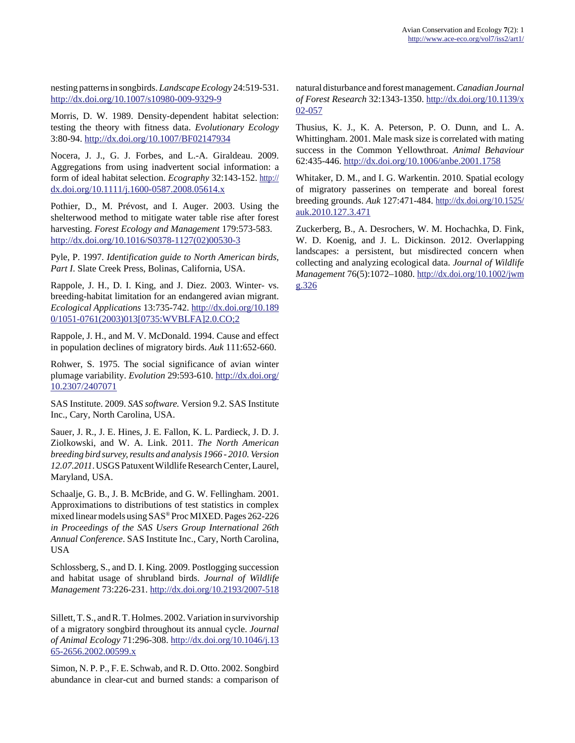nesting patterns in songbirds. *Landscape Ecology* 24:519-531. http://dx.doi.org/10.1007/s10980-009-9329-9

Morris, D. W. 1989. Density-dependent habitat selection: testing the theory with fitness data. *Evolutionary Ecology* 3:80-94. http://dx.doi.org/10.1007/BF02147934

Nocera, J. J., G. J. Forbes, and L.-A. Giraldeau. 2009. Aggregations from using inadvertent social information: a form of ideal habitat selection. *Ecography* 32:143-152. http://dx.doi.org/10.1111/j.1600-0587.2008.05614.x

Pothier, D., M. Prévost, and I. Auger. 2003. Using the shelterwood method to mitigate water table rise after forest harvesting. *Forest Ecology and Management* 179:573-583. http://dx.doi.org/10.1016/S0378-1127(02)00530-3

Pyle, P. 1997. *Identification guide to North American birds, Part I*. Slate Creek Press, Bolinas, California, USA.

Rappole, J. H., D. I. King, and J. Diez. 2003. Winter- vs. breeding-habitat limitation for an endangered avian migrant. *Ecological Applications* 13:735-742. http://dx.doi.org/10.1890/1051-0761(2003)013[0735:WVBLFA]2.0.CO;2

Rappole, J. H., and M. V. McDonald. 1994. Cause and effect in population declines of migratory birds. *Auk* 111:652-660.

Rohwer, S. 1975. The social significance of avian winter plumage variability. *Evolution* 29:593-610. http://dx.doi.org/10.2307/2407071

SAS Institute. 2009. *SAS software.* Version 9.2. SAS Institute Inc., Cary, North Carolina, USA.

Sauer, J. R., J. E. Hines, J. E. Fallon, K. L. Pardieck, J. D. J. Ziolkowski, and W. A. Link. 2011. *The North American breeding bird survey, results and analysis 1966 - 2010. Version 12.07.2011*. USGS Patuxent Wildlife Research Center, Laurel, Maryland, USA.

Schaalje, G. B., J. B. McBride, and G. W. Fellingham. 2001. Approximations to distributions of test statistics in complex mixed linear models using SAS® Proc MIXED. Pages 262-226 *in Proceedings of the SAS Users Group International 26th Annual Conference*. SAS Institute Inc., Cary, North Carolina, USA

Schlossberg, S., and D. I. King. 2009. Postlogging succession and habitat usage of shrubland birds. *Journal of Wildlife Management* 73:226-231. http://dx.doi.org/10.2193/2007-518

Sillett, T. S., and R. T. Holmes. 2002. Variation in survivorship of a migratory songbird throughout its annual cycle. *Journal of Animal Ecology* 71:296-308. http://dx.doi.org/10.1046/j.1365-2656.2002.00599.x

Simon, N. P. P., F. E. Schwab, and R. D. Otto. 2002. Songbird abundance in clear-cut and burned stands: a comparison of natural disturbance and forest management. *Canadian Journal of Forest Research* 32:1343-1350. http://dx.doi.org/10.1139/x02-057

Thusius, K. J., K. A. Peterson, P. O. Dunn, and L. A. Whittingham. 2001. Male mask size is correlated with mating success in the Common Yellowthroat. *Animal Behaviour* 62:435-446. http://dx.doi.org/10.1006/anbe.2001.1758

Whitaker, D. M., and I. G. Warkentin. 2010. Spatial ecology of migratory passerines on temperate and boreal forest breeding grounds. *Auk* 127:471-484. http://dx.doi.org/10.1525/auk.2010.127.3.471

Zuckerberg, B., A. Desrochers, W. M. Hochachka, D. Fink, W. D. Koenig, and J. L. Dickinson. 2012. Overlapping landscapes: a persistent, but misdirected concern when collecting and analyzing ecological data. *Journal of Wildlife Management* 76(5):1072–1080. http://dx.doi.org/10.1002/jwmg.326